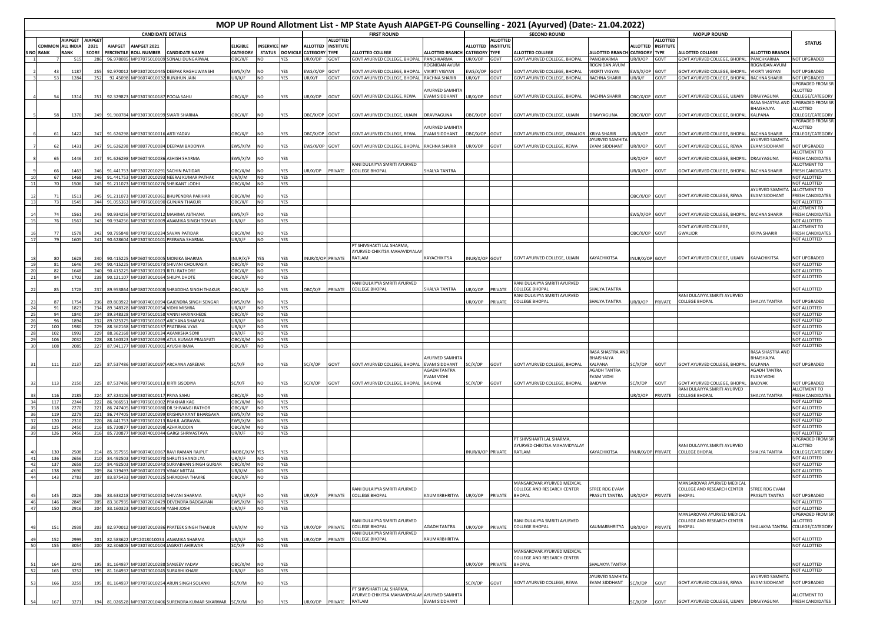# MOP UP Round Allotment List - MP State Ayush AIAPGET-PG Counselling - 2021 (Ayurved) (Date:- 21.04.2022)

| S NO | COMMON RANK | AIAPGET ALL INDIA RANK | AIAPGET 2021 SCORE | AIAPGET PERCENTILE | AIAPGET 2021 ROLL NUMBER | CANDIDATE NAME | ELIGIBLE CATEGORY | INSERVICE STATUS | MP DOMICILE | FIRST ROUND ALLOTTED CATEGORY | ALLOTTED INSTITUTE TYPE | ALLOTTED COLLEGE | ALLOTTED BRANCH | SECOND ROUND ALLOTTED CATEGORY | ALLOTTED INSTITUTE TYPE | ALLOTTED COLLEGE | ALLOTTED BRANCH | MOPUP ROUND ALLOTTED CATEGORY | ALLOTTED INSTITUTE TYPE | ALLOTTED COLLEGE | ALLOTTED BRANCH | STATUS |
|---|---|---|---|---|---|---|---|---|---|---|---|---|---|---|---|---|---|---|---|---|---|---|
| 1 | 7 | 515 | 286 | 96.978085 | MP07075010109 | SONALI DUNGARWAL | OBC/X/F | NO | YES | UR/X/OP | GOVT | GOVT AYURVED COLLEGE, BHOPAL | PANCHKARMA | UR/X/OP | GOVT | GOVT AYURVED COLLEGE, BHOPAL | PANCHKARMA | UR/X/OP | GOVT | GOVT AYURVED COLLEGE, BHOPAL | PANCHKARMA | NOT UPGRADED |
| 2 | 43 | 1187 | 255 | 92.970012 | MP03072010445 | DEEPAK RAGHUWANSHI | EWS/X/M | NO | YES | EWS/X/OP | GOVT | GOVT AYURVED COLLEGE, BHOPAL | ROGNIDAN AVUM VIKIRTI VIGYAN | EWS/X/OP | GOVT | GOVT AYURVED COLLEGE, BHOPAL | ROGNIDAN AVUM VIKIRTI VIGYAN | EWS/X/OP | GOVT | GOVT AYURVED COLLEGE, BHOPAL | ROGNIDAN AVUM VIKIRTI VIGYAN | NOT UPGRADED |
| 3 | 53 | 1284 | 252 | 92.45098 | MP06074010032 | RUNJHUN JAIN | UR/X/F | NO | YES | UR/X/F | GOVT | GOVT AYURVED COLLEGE, BHOPAL | RACHNA SHARIR | UR/X/F | GOVT | GOVT AYURVED COLLEGE, BHOPAL | RACHNA SHARIR | UR/X/F | GOVT | GOVT AYURVED COLLEGE, BHOPAL | RACHNA SHARIR | NOT UPGRADED |
| 4 | 54 | 1314 | 251 | 92.329873 | MP03073010187 | POOJA SAHU | OBC/X/F | NO | YES | UR/X/OP | GOVT | GOVT AYURVED COLLEGE, REWA | AYURVED SAMHITA EVAM SIDDHANT | UR/X/OP | GOVT | GOVT AYURVED COLLEGE, BHOPAL | RACHNA SHARIR | OBC/X/OP | GOVT | GOVT AYURVED COLLEGE, UJJAIN | DRAVYAGUNA | UPGRADED FROM SR ALLOTTED COLLEGE/CATEGORY |
| 5 | 58 | 1370 | 249 | 91.960784 | MP03073010199 | SWATI SHARMA | OBC/X/F | NO | YES | OBC/X/OP | GOVT | GOVT AYURVED COLLEGE, UJJAIN | DRAVYAGUNA | OBC/X/OP | GOVT | GOVT AYURVED COLLEGE, UJJAIN | DRAVYAGUNA | OBC/X/OP | GOVT | GOVT AYURVED COLLEGE, BHOPAL | RASA SHASTRA AND BHAISHAJYA KALPANA | UPGRADED FROM SR ALLOTTED COLLEGE/CATEGORY |
| 6 | 61 | 1422 | 247 | 91.626298 | MP03073010016 | ARTI YADAV | OBC/X/F | NO | YES | OBC/X/OP | GOVT | GOVT AYURVED COLLEGE, REWA | AYURVED SAMHITA EVAM SIDDHANT | OBC/X/OP | GOVT | GOVT AYURVED COLLEGE, GWALIOR | KRIYA SHARIR | UR/X/OP | GOVT | GOVT AYURVED COLLEGE, BHOPAL | RACHNA SHARIR | UPGRADED FROM SR ALLOTTED COLLEGE/CATEGORY |
| 7 | 62 | 1431 | 247 | 91.626298 | MP08077010084 | DEEPAM BADONYA | EWS/X/M | NO | YES | EWS/X/OP | GOVT | GOVT AYURVED COLLEGE, BHOPAL | RACHNA SHARIR | UR/X/OP | GOVT | GOVT AYURVED COLLEGE, REWA | AYURVED SAMHITA EVAM SIDDHANT | UR/X/OP | GOVT | GOVT AYURVED COLLEGE, REWA | AYURVED SAMHITA EVAM SIDDHANT | NOT UPGRADED |
| 8 | 65 | 1446 | 247 | 91.626298 | MP06074010086 | ASHISH SHARMA | EWS/X/M | NO | YES | | | | | | | | | UR/X/OP | GOVT | GOVT AYURVED COLLEGE, BHOPAL | DRAVYAGUNA | ALLOTMENT TO FRESH CANDIDATES |
| 9 | 66 | 1463 | 246 | 91.441753 | MP03072010291 | SACHIN PATIDAR | OBC/X/M | NO | YES | UR/X/OP | PRIVATE | RANI DULAIYYA SMRITI AYURVED COLLEGE BHOPAL | SHALYA TANTRA | | | | | UR/X/OP | GOVT | GOVT AYURVED COLLEGE, BHOPAL | RACHNA SHARIR | ALLOTMENT TO FRESH CANDIDATES |
| 10 | 67 | 1468 | 246 | 91.441753 | MP03072010293 | NEERAJ KUMAR PATHAK | UR/X/M | NO | YES | | | | | | | | | | | | | NOT ALLOTTED |
| 11 | 70 | 1506 | 245 | 91.211073 | MP07076010276 | SHRIKANT LODHI | OBC/X/M | NO | YES | | | | | | | | | | | | | NOT ALLOTTED |
| 12 | 71 | 1511 | 245 | 91.211073 | MP03072010361 | BHUPENDRA PARIHAR | OBC/X/M | NO | YES | | | | | | | | | OBC/X/OP | GOVT | GOVT AYURVED COLLEGE, REWA | AYURVED SAMHITA EVAM SIDDHANT | ALLOTMENT TO FRESH CANDIDATES |
| 13 | 73 | 1549 | 244 | 91.055363 | MP07076010190 | GUNJAN THAKUR | OBC/X/F | NO | YES | | | | | | | | | | | | | NOT ALLOTTED |
| 14 | 74 | 1561 | 243 | 90.934256 | MP07075010012 | MAHIMA ASTHANA | EWS/X/F | NO | YES | | | | | | | | | EWS/X/OP | GOVT | GOVT AYURVED COLLEGE, BHOPAL | RACHNA SHARIR | ALLOTMENT TO FRESH CANDIDATES |
| 15 | 76 | 1567 | 243 | 90.934256 | MP03073010009 | ANAMIKA SINGH TOMAR | UR/X/F | NO | YES | | | | | | | | | | | | | NOT ALLOTTED |
| 16 | 77 | 1578 | 242 | 90.795848 | MP07076010234 | SAVAN PATIDAR | OBC/X/M | NO | YES | | | | | | | | | OBC/X/OP | GOVT | GOVT AYURVED COLLEGE, GWALIOR | KRIYA SHARIR | ALLOTMENT TO FRESH CANDIDATES |
| 17 | 79 | 1605 | 241 | 90.628604 | MP03073010101 | PRERANA SHARMA | UR/X/F | NO | YES | | | | | | | | | | | | | NOT ALLOTTED |
| 18 | 80 | 1628 | 240 | 90.415225 | MP06074010005 | MONIKA SHARMA | INUR/X/F | YES | YES | INUR/X/OP | PRIVATE | PT SHIVSHAKTI LAL SHARMA, AYURVED CHIKITSA MAHAVIDYALAY RATLAM | KAYACHIKITSA | INUR/X/OP | GOVT | GOVT AYURVED COLLEGE, UJJAIN | KAYACHIKITSA | INUR/X/OP | GOVT | GOVT AYURVED COLLEGE, UJJAIN | KAYACHIKITSA | NOT UPGRADED |
| 19 | 81 | 1646 | 240 | 90.415225 | MP07075010173 | SHIVANI CHOURASIA | OBC/X/F | NO | YES | | | | | | | | | | | | | NOT ALLOTTED |
| 20 | 82 | 1648 | 240 | 90.415225 | MP03073010023 | RITU RATHORE | OBC/X/F | NO | YES | | | | | | | | | | | | | NOT ALLOTTED |
| 21 | 84 | 1702 | 238 | 90.121107 | MP03073010164 | SHILPA DHOTE | OBC/X/F | NO | YES | | | | | | | | | | | | | NOT ALLOTTED |
| 22 | 85 | 1728 | 237 | 89.953864 | MP08077010008 | SHRADDHA SINGH THAKUR | OBC/X/F | NO | YES | OBC/X/F | PRIVATE | RANI DULAIYYA SMRITI AYURVED COLLEGE BHOPAL | SHALYA TANTRA | UR/X/OP | PRIVATE | RANI DULAIYYA SMRITI AYURVED COLLEGE BHOPAL | SHALYA TANTRA | | | | | NOT ALLOTTED |
| 23 | 87 | 1754 | 236 | 89.803922 | MP06074010094 | GAJENDRA SINGH SENGAR | EWS/X/M | NO | YES | | | | | UR/X/OP | PRIVATE | RANI DULAIYYA SMRITI AYURVED COLLEGE BHOPAL | SHALYA TANTRA | UR/X/OP | PRIVATE | RANI DULAIYYA SMRITI AYURVED COLLEGE BHOPAL | SHALYA TANTRA | NOT UPGRADED |
| 24 | 91 | 1823 | 234 | 89.348328 | MP08077010054 | VIDHI MISHRA | UR/X/F | NO | YES | | | | | | | | | | | | | NOT ALLOTTED |
| 25 | 94 | 1840 | 234 | 89.348328 | MP07075010158 | VANNI HARINKHEDE | OBC/X/F | NO | YES | | | | | | | | | | | | | NOT ALLOTTED |
| 26 | 96 | 1894 | 232 | 89.025375 | MP07075010107 | ARCHANA SHARMA | UR/X/F | NO | YES | | | | | | | | | | | | | NOT ALLOTTED |
| 27 | 100 | 1980 | 229 | 88.362168 | MP07075010137 | PRATIBHA VYAS | UR/X/F | NO | YES | | | | | | | | | | | | | NOT ALLOTTED |
| 28 | 102 | 1992 | 229 | 88.362168 | MP03073010134 | AKANKSHA SONI | UR/X/F | NO | YES | | | | | | | | | | | | | NOT ALLOTTED |
| 29 | 106 | 2032 | 228 | 88.160323 | MP03072010299 | ATUL KUMAR PRAJAPATI | OBC/X/M | NO | YES | | | | | | | | | | | | | NOT ALLOTTED |
| 30 | 108 | 2085 | 227 | 87.941177 | MP08077010001 | AYUSHI RANA | OBC/X/F | NO | YES | | | | | | | | | | | | | NOT ALLOTTED |
| 31 | 111 | 2137 | 225 | 87.537486 | MP03073010197 | ARCHANA ASREKAR | SC/X/F | NO | YES | SC/X/OP | GOVT | GOVT AYURVED COLLEGE, BHOPAL | AYURVED SAMHITA EVAM SIDDHANT | SC/X/OP | GOVT | GOVT AYURVED COLLEGE, BHOPAL | RASA SHASTRA AND BHAISHAJYA KALPANA | SC/X/OP | GOVT | GOVT AYURVED COLLEGE, BHOPAL | RASA SHASTRA AND BHAISHAJYA KALPANA | NOT UPGRADED |
| 32 | 113 | 2150 | 225 | 87.537486 | MP07075010113 | KIRTI SISODIYA | SC/X/F | NO | YES | SC/X/OP | GOVT | GOVT AYURVED COLLEGE, BHOPAL | AGADH TANTRA EVAM VIDHI BAIDYAK | SC/X/OP | GOVT | GOVT AYURVED COLLEGE, BHOPAL | AGADH TANTRA EVAM VIDHI BAIDYAK | SC/X/OP | GOVT | GOVT AYURVED COLLEGE, BHOPAL | AGADH TANTRA EVAM VIDHI BAIDYAK | NOT UPGRADED |
| 33 | 116 | 2185 | 224 | 87.324106 | MP03073010117 | PRIYA SAHU | OBC/X/F | NO | YES | | | | | | | | | UR/X/OP | PRIVATE | RANI DULAIYYA SMRITI AYURVED COLLEGE BHOPAL | SHALYA TANTRA | ALLOTMENT TO FRESH CANDIDATES |
| 34 | 117 | 2244 | 222 | 86.966551 | MP07076010302 | PRAKHAR KAG | OBC/X/M | NO | YES | | | | | | | | | | | | | NOT ALLOTTED |
| 35 | 118 | 2270 | 221 | 86.747405 | MP07075010080 | DR.SHIVANGI RATHOR | OBC/X/F | NO | YES | | | | | | | | | | | | | NOT ALLOTTED |
| 36 | 119 | 2279 | 221 | 86.747405 | MP03072010399 | KRISHNA KANT BHARGAVA | EWS/X/M | NO | YES | | | | | | | | | | | | | NOT ALLOTTED |
| 37 | 120 | 2310 | 220 | 86.441753 | MP07076010213 | RAHUL AGRAWAL | EWS/X/M | NO | YES | | | | | | | | | | | | | NOT ALLOTTED |
| 38 | 125 | 2450 | 216 | 85.720877 | MP03072010298 | AZHARUDDIN | OBC/X/M | NO | YES | | | | | | | | | | | | | NOT ALLOTTED |
| 39 | 126 | 2456 | 216 | 85.720877 | MP06074010044 | GARGI SHRIVASTAVA | UR/X/F | NO | YES | | | | | | | | | | | | | NOT ALLOTTED |
| 40 | 130 | 2508 | 214 | 85.357555 | MP06074010067 | RAVI RAMAN RAJPUT | INOBC/X/M | YES | YES | | | | | INUR/X/OP | PRIVATE | PT SHIVSHAKTI LAL SHARMA, AYURVED CHIKITSA MAHAVIDYALAY RATLAM | KAYACHIKITSA | INUR/X/OP | PRIVATE | RANI DULAIYYA SMRITI AYURVED COLLEGE BHOPAL | SHALYA TANTRA | UPGRADED FROM SR ALLOTTED COLLEGE/CATEGORY |
| 41 | 136 | 2656 | 210 | 84.492503 | MP07075010070 | SHRUTI SHANDILYA | UR/X/F | NO | YES | | | | | | | | | | | | | NOT ALLOTTED |
| 42 | 137 | 2658 | 210 | 84.492503 | MP03072010343 | SURYABHAN SINGH GURJAR | OBC/X/M | NO | YES | | | | | | | | | | | | | NOT ALLOTTED |
| 43 | 138 | 2690 | 209 | 84.319493 | MP06074010073 | VINAY MITTAL | UR/X/M | NO | YES | | | | | | | | | | | | | NOT ALLOTTED |
| 44 | 143 | 2783 | 207 | 83.875433 | MP08077010025 | SHRADDHA THAKRE | OBC/X/F | NO | YES | | | | | | | | | | | | | NOT ALLOTTED |
| 45 | 145 | 2826 | 206 | 83.633218 | MP07075010052 | SHIVANI SHARMA | UR/X/F | NO | YES | UR/X/F | PRIVATE | RANI DULAIYYA SMRITI AYURVED COLLEGE BHOPAL | KAUMARBHRITYA | UR/X/OP | PRIVATE | MANSAROVAR AYURVED MEDICAL COLLEGE AND RESEARCH CENTER BHOPAL | STREE ROG EVAM PRASUTI TANTRA | UR/X/OP | PRIVATE | MANSAROVAR AYURVED MEDICAL COLLEGE AND RESEARCH CENTER BHOPAL | STREE ROG EVAM PRASUTI TANTRA | NOT UPGRADED |
| 46 | 146 | 2849 | 205 | 83.367935 | MP03072010429 | DEVENDRA BADGAIYAN | EWS/X/M | NO | YES | | | | | | | | | | | | | NOT ALLOTTED |
| 47 | 150 | 2916 | 204 | 83.160323 | MP03073010149 | YASHI JOSHI | UR/X/F | NO | YES | | | | | | | | | | | | | NOT ALLOTTED |
| 48 | 151 | 2938 | 203 | 82.970012 | MP03072010386 | PRATEEK SINGH THAKUR | UR/X/M | NO | YES | UR/X/OP | PRIVATE | RANI DULAIYYA SMRITI AYURVED COLLEGE BHOPAL | AGADH TANTRA | UR/X/OP | PRIVATE | RANI DULAIYYA SMRITI AYURVED COLLEGE BHOPAL | KAUMARBHRITYA | UR/X/OP | PRIVATE | MANSAROVAR AYURVED MEDICAL COLLEGE AND RESEARCH CENTER BHOPAL | SHALAKYA TANTRA | UPGRADED FROM SR ALLOTTED COLLEGE/CATEGORY |
| 49 | 152 | 2999 | 201 | 82.583622 | UP12018010034 | ANAMIKA SHARMA | UR/X/F | NO | YES | UR/X/OP | PRIVATE | RANI DULAIYYA SMRITI AYURVED COLLEGE BHOPAL | KAUMARBHRITYA | | | | | | | | | NOT ALLOTTED |
| 50 | 155 | 3054 | 200 | 82.306805 | MP03073010104 | JAGRATI AHIRWAR | SC/X/F | NO | YES | | | | | | | | | | | | | NOT ALLOTTED |
| 51 | 164 | 3249 | 195 | 81.164937 | MP03072010288 | SANJEEV YADAV | OBC/X/M | NO | YES | | | | | UR/X/OP | PRIVATE | MANSAROVAR AYURVED MEDICAL COLLEGE AND RESEARCH CENTER BHOPAL | SHALAKYA TANTRA | | | | | NOT ALLOTTED |
| 52 | 165 | 3252 | 195 | 81.164937 | MP03073010045 | SURABHI KHARE | UR/X/F | NO | YES | | | | | | | | | | | | | NOT ALLOTTED |
| 53 | 166 | 3259 | 195 | 81.164937 | MP07076010254 | ARUN SINGH SOLANKI | SC/X/M | NO | YES | | | | | SC/X/OP | GOVT | GOVT AYURVED COLLEGE, REWA | AYURVED SAMHITA EVAM SIDDHANT | SC/X/OP | GOVT | GOVT AYURVED COLLEGE, REWA | AYURVED SAMHITA EVAM SIDDHANT | NOT UPGRADED |
| 54 | 167 | 3271 | 194 | 81.026528 | MP03072010406 | SURENDRA KUMAR SIKARWAR | SC/X/M | NO | YES | UR/X/OP | PRIVATE | PT SHIVSHAKTI LAL SHARMA, AYURVED CHIKITSA MAHAVIDYALAY RATLAM | AYURVED SAMHITA EVAM SIDDHANT | | | | | SC/X/OP | GOVT | GOVT AYURVED COLLEGE, UJJAIN | DRAVYAGUNA | ALLOTMENT TO FRESH CANDIDATES |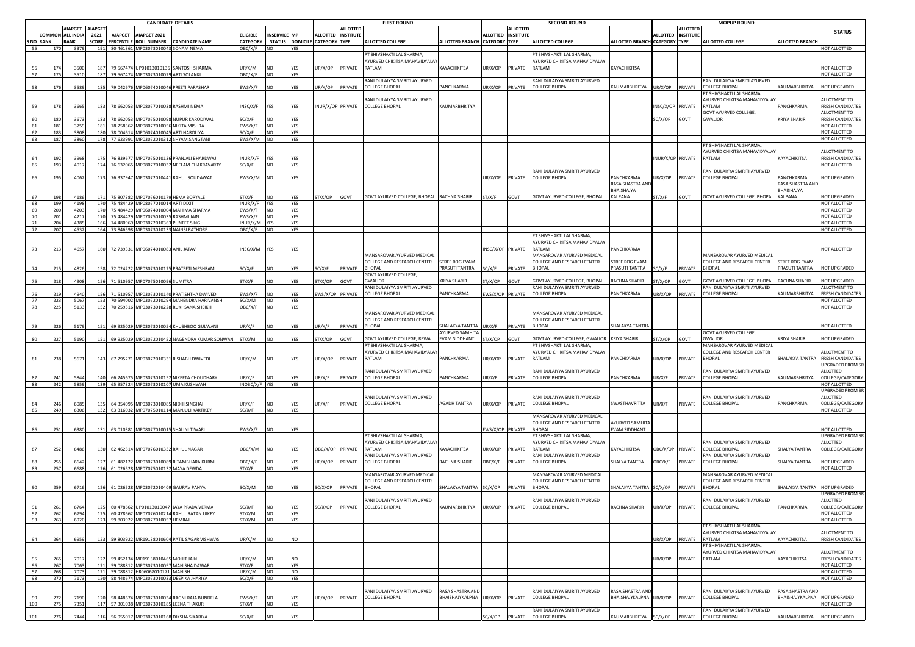| S NO | COMMON RANK | AIAPGET ALL INDIA RANK | AIAPGET 2021 SCORE | AIAPGET PERCENTILE | AIAPGET 2021 ROLL NUMBER | CANDIDATE NAME | ELIGIBLE CATEGORY | INSERVICE STATUS | MP DOMICILE | FIRST ROUND ALLOTTED CATEGORY | FIRST ROUND ALLOTTED INSTITUTE TYPE | FIRST ROUND ALLOTTED COLLEGE | FIRST ROUND ALLOTTED BRANCH | SECOND ROUND ALLOTTED CATEGORY | SECOND ROUND ALLOTTED INSTITUTE TYPE | SECOND ROUND ALLOTTED COLLEGE | SECOND ROUND ALLOTTED BRANCH | MOPUP ROUND ALLOTTED CATEGORY | MOPUP ROUND ALLOTTED INSTITUTE TYPE | MOPUP ROUND ALLOTTED COLLEGE | MOPUP ROUND ALLOTTED BRANCH | STATUS |
|---|---|---|---|---|---|---|---|---|---|---|---|---|---|---|---|---|---|---|---|---|---|---|
| 55 | 170 | 3379 | 191 | 80.461361 | MP03073010043 | SONAM NEMA | OBC/X/F | NO | YES | | | | | | | | | | | | | NOT ALLOTTED |
| 56 | 174 | 3500 | 187 | 79.567474 | UP01013010136 | SANTOSH SHARMA | UR/X/M | NO | YES | UR/X/OP | PRIVATE | PT SHIVSHAKTI LAL SHARMA, AYURVED CHIKITSA MAHAVIDYALAY RATLAM | KAYACHIKITSA | UR/X/OP | PRIVATE | PT SHIVSHAKTI LAL SHARMA, AYURVED CHIKITSA MAHAVIDYALAY RATLAM | KAYACHIKITSA | | | | | NOT ALLOTTED |
| 57 | 175 | 3510 | 187 | 79.567474 | MP03073010029 | ARTI SOLANKI | OBC/X/F | NO | YES | | | | | | | | | | | | | NOT ALLOTTED |
| 58 | 176 | 3589 | 185 | 79.042676 | MP06074010046 | PREETI PARASHAR | EWS/X/F | NO | YES | UR/X/OP | PRIVATE | RANI DULAIYYA SMRITI AYURVED COLLEGE BHOPAL | PANCHKARMA | UR/X/OP | PRIVATE | RANI DULAIYYA SMRITI AYURVED COLLEGE BHOPAL | KAUMARBHRITYA | UR/X/OP | PRIVATE | RANI DULAIYYA SMRITI AYURVED COLLEGE BHOPAL | KAUMARBHRITYA | NOT UPGRADED |
| 59 | 178 | 3665 | 183 | 78.662053 | MP08077010038 | RASHMI NEMA | INSC/X/F | YES | YES | INUR/X/OP | PRIVATE | RANI DULAIYYA SMRITI AYURVED COLLEGE BHOPAL | KAUMARBHRITYA | | | | | INSC/X/OP | PRIVATE | PT SHIVSHAKTI LAL SHARMA, AYURVED CHIKITSA MAHAVIDYALAY RATLAM | PANCHKARMA | ALLOTMENT TO FRESH CANDIDATES |
| 60 | 180 | 3673 | 183 | 78.662053 | MP07075010098 | NUPUR KARODIWAL | SC/X/F | NO | YES | | | | | | | | | SC/X/OP | GOVT | GOVT AYURVED COLLEGE, GWALIOR | KRIYA SHARIR | ALLOTMENT TO FRESH CANDIDATES |
| 61 | 181 | 3759 | 181 | 78.258362 | MP08077010056 | NIKITA MISHRA | EWS/X/F | NO | YES | | | | | | | | | | | | | NOT ALLOTTED |
| 62 | 183 | 3808 | 180 | 78.004614 | MP06074010045 | ARTI NAROLIYA | SC/X/F | NO | YES | | | | | | | | | | | | | NOT ALLOTTED |
| 63 | 187 | 3860 | 178 | 77.623991 | MP03073010312 | SHYAM SANGTANI | EWS/X/M | NO | YES | | | | | | | | | | | | | NOT ALLOTTED |
| 64 | 192 | 3968 | 175 | 76.839677 | MP07075010136 | PRANJALI BHARDWAJ | INUR/X/F | YES | YES | | | | | | | | | INUR/X/OP | PRIVATE | PT SHIVSHAKTI LAL SHARMA, AYURVED CHIKITSA MAHAVIDYALAY RATLAM | KAYACHIKITSA | ALLOTMENT TO FRESH CANDIDATES |
| 65 | 193 | 4017 | 174 | 76.632065 | MP08077010032 | NEELAM CHAKRAVARTY | SC/X/F | NO | YES | | | | | | | | | | | | | NOT ALLOTTED |
| 66 | 195 | 4062 | 173 | 76.337947 | MP03073010441 | RAHUL SOUDAWAT | EWS/X/M | NO | YES | | | | | UR/X/OP | PRIVATE | RANI DULAIYYA SMRITI AYURVED COLLEGE BHOPAL | PANCHKARMA | UR/X/OP | PRIVATE | RANI DULAIYYA SMRITI AYURVED COLLEGE BHOPAL | PANCHKARMA | NOT UPGRADED |
| 67 | 198 | 4186 | 171 | 75.807382 | MP07076010179 | HEMA BORYALE | ST/X/F | NO | YES | ST/X/OP | GOVT | GOVT AYURVED COLLEGE, BHOPAL | RACHNA SHARIR | ST/X/F | GOVT | GOVT AYURVED COLLEGE, BHOPAL | RASA SHASTRA AND BHAISHAJYA KALPANA | ST/X/F | GOVT | GOVT AYURVED COLLEGE, BHOPAL | RASA SHASTRA AND BHAISHAJYA KALPANA | NOT UPGRADED |
| 68 | 199 | 4198 | 170 | 75.484429 | MP08077010014 | ARTI DIXIT | INUR/X/F | YES | YES | | | | | | | | | | | | | NOT ALLOTTED |
| 69 | 200 | 4203 | 170 | 75.484429 | MP06074010004 | MAHIMA SHARMA | EWS/X/F | NO | YES | | | | | | | | | | | | | NOT ALLOTTED |
| 70 | 201 | 4217 | 170 | 75.484429 | MP07075010035 | RASHMI JAIN | EWS/X/F | NO | YES | | | | | | | | | | | | | NOT ALLOTTED |
| 71 | 204 | 4385 | 166 | 74.480969 | MP03072010363 | PUNEET SINGH | INUR/X/M | YES | YES | | | | | | | | | | | | | NOT ALLOTTED |
| 72 | 207 | 4532 | 164 | 73.846598 | MP03073010133 | NAINSI RATHORE | OBC/X/F | NO | YES | | | | | | | | | | | | | NOT ALLOTTED |
| 73 | 213 | 4657 | 160 | 72.739331 | MP06074010083 | ANIL JATAV | INSC/X/M | YES | YES | | | | | INSC/X/OP | PRIVATE | PT SHIVSHAKTI LAL SHARMA, AYURVED CHIKITSA MAHAVIDYALAY RATLAM | PANCHKARMA | | | | | NOT ALLOTTED |
| 74 | 215 | 4826 | 158 | 72.024222 | MP03073010125 | PRATEETI MESHRAM | SC/X/F | NO | YES | SC/X/F | PRIVATE | MANSAROVAR AYURVED MEDICAL COLLEGE AND RESEARCH CENTER BHOPAL | STREE ROG EVAM PRASUTI TANTRA | SC/X/F | PRIVATE | MANSAROVAR AYURVED MEDICAL COLLEGE AND RESEARCH CENTER BHOPAL | STREE ROG EVAM PRASUTI TANTRA | SC/X/F | PRIVATE | MANSAROVAR AYURVED MEDICAL COLLEGE AND RESEARCH CENTER BHOPAL | STREE ROG EVAM PRASUTI TANTRA | NOT UPGRADED |
| 75 | 218 | 4908 | 156 | 71.510957 | MP07075010096 | SUMITRA | ST/X/F | NO | YES | ST/X/OP | GOVT | GOVT AYURVED COLLEGE, GWALIOR | KRIYA SHARIR | ST/X/OP | GOVT | GOVT AYURVED COLLEGE, BHOPAL | RACHNA SHARIR | ST/X/OP | GOVT | GOVT AYURVED COLLEGE, BHOPAL | RACHNA SHARIR | NOT UPGRADED |
| 76 | 219 | 4940 | 156 | 71.510957 | MP03073010140 | PRATISHTHA DWIVEDI | EWS/X/F | NO | YES | EWS/X/OP | PRIVATE | RANI DULAIYYA SMRITI AYURVED COLLEGE BHOPAL | PANCHKARMA | EWS/X/OP | PRIVATE | RANI DULAIYYA SMRITI AYURVED COLLEGE BHOPAL | PANCHKARMA | UR/X/OP | PRIVATE | RANI DULAIYYA SMRITI AYURVED COLLEGE BHOPAL | KAUMARBHRITYA | ALLOTMENT TO FRESH CANDIDATES |
| 77 | 223 | 5067 | 153 | 70.594002 | MP03072010294 | MAHENDRA HARIVANSHI | SC/X/M | NO | YES | | | | | | | | | | | | | NOT ALLOTTED |
| 78 | 225 | 5133 | 152 | 70.259516 | MP03073010228 | RUKHSANA SHEIKH | OBC/X/F | NO | YES | | | | | | | | | | | | | NOT ALLOTTED |
| 79 | 226 | 5179 | 151 | 69.925029 | MP03073010054 | KHUSHBOO GULWANI | UR/X/F | NO | YES | UR/X/F | PRIVATE | MANSAROVAR AYURVED MEDICAL COLLEGE AND RESEARCH CENTER BHOPAL | SHALAKYA TANTRA | UR/X/F | PRIVATE | MANSAROVAR AYURVED MEDICAL COLLEGE AND RESEARCH CENTER BHOPAL | SHALAKYA TANTRA | | | | | NOT ALLOTTED |
| 80 | 227 | 5190 | 151 | 69.925029 | MP03072010452 | NAGENDRA KUMAR SONWANI | ST/X/M | NO | YES | ST/X/OP | GOVT | GOVT AYURVED COLLEGE, REWA | AYURVED SAMHITA EVAM SIDDHANT | ST/X/OP | GOVT | GOVT AYURVED COLLEGE, GWALIOR | KRIYA SHARIR | ST/X/OP | GOVT | GOVT AYURVED COLLEGE, GWALIOR | KRIYA SHARIR | NOT UPGRADED |
| 81 | 238 | 5671 | 143 | 67.295271 | MP03072010331 | RISHABH DWIVEDI | UR/X/M | NO | YES | UR/X/OP | PRIVATE | PT SHIVSHAKTI LAL SHARMA, AYURVED CHIKITSA MAHAVIDYALAY RATLAM | PANCHKARMA | UR/X/OP | PRIVATE | PT SHIVSHAKTI LAL SHARMA, AYURVED CHIKITSA MAHAVIDYALAY RATLAM | PANCHKARMA | UR/X/OP | PRIVATE | MANSAROVAR AYURVED MEDICAL COLLEGE AND RESEARCH CENTER BHOPAL | SHALAKYA TANTRA | ALLOTMENT TO FRESH CANDIDATES |
| 82 | 241 | 5844 | 140 | 66.245675 | MP03073010152 | NIKEETA CHOUDHARY | UR/X/F | NO | YES | UR/X/F | PRIVATE | RANI DULAIYYA SMRITI AYURVED COLLEGE BHOPAL | PANCHKARMA | UR/X/F | PRIVATE | RANI DULAIYYA SMRITI AYURVED COLLEGE BHOPAL | PANCHKARMA | UR/X/F | PRIVATE | RANI DULAIYYA SMRITI AYURVED COLLEGE BHOPAL | KAUMARBHRITYA | UPGRADED FROM SR ALLOTTED COLLEGE/CATEGORY |
| 83 | 242 | 5859 | 139 | 65.957324 | MP03073010107 | UMA KUSHWAH | INOBC/X/F | YES | YES | | | | | | | | | | | | | NOT ALLOTTED |
| 84 | 246 | 6085 | 135 | 64.354095 | MP03073010085 | NIDHI SINGHAI | UR/X/F | NO | YES | UR/X/F | PRIVATE | RANI DULAIYYA SMRITI AYURVED COLLEGE BHOPAL | AGADH TANTRA | UR/X/OP | PRIVATE | RANI DULAIYYA SMRITI AYURVED COLLEGE BHOPAL | SWASTHAVRITTA | UR/X/F | PRIVATE | RANI DULAIYYA SMRITI AYURVED COLLEGE BHOPAL | PANCHKARMA | UPGRADED FROM SR ALLOTTED COLLEGE/CATEGORY |
| 85 | 249 | 6306 | 132 | 63.316032 | MP07075010114 | MANJULI KARTIKEY | SC/X/F | NO | YES | | | | | | | | | | | | | NOT ALLOTTED |
| 86 | 251 | 6380 | 131 | 63.010381 | MP08077010015 | SHALINI TIWARI | EWS/X/F | NO | YES | | | | | EWS/X/OP | PRIVATE | MANSAROVAR AYURVED MEDICAL COLLEGE AND RESEARCH CENTER BHOPAL | AYURVED SAMHITA EVAM SIDDHANT | | | | | NOT ALLOTTED |
| 87 | 252 | 6486 | 130 | 62.462514 | MP07076010332 | RAHUL NAGAR | OBC/X/M | NO | YES | OBC/X/OP | PRIVATE | PT SHIVSHAKTI LAL SHARMA, AYURVED CHIKITSA MAHAVIDYALAY RATLAM | KAYACHIKITSA | UR/X/OP | PRIVATE | PT SHIVSHAKTI LAL SHARMA, AYURVED CHIKITSA MAHAVIDYALAY RATLAM | KAYACHIKITSA | OBC/X/OP | PRIVATE | RANI DULAIYYA SMRITI AYURVED COLLEGE BHOPAL | SHALYA TANTRA | UPGRADED FROM SR ALLOTTED COLLEGE/CATEGORY |
| 88 | 255 | 6642 | 127 | 61.482122 | MP03073010089 | RITAMBHARA KURMI | OBC/X/F | NO | YES | UR/X/OP | PRIVATE | RANI DULAIYYA SMRITI AYURVED COLLEGE BHOPAL | RACHNA SHARIR | OBC/X/F | PRIVATE | RANI DULAIYYA SMRITI AYURVED COLLEGE BHOPAL | SHALYA TANTRA | OBC/X/F | PRIVATE | RANI DULAIYYA SMRITI AYURVED COLLEGE BHOPAL | SHALYA TANTRA | NOT UPGRADED |
| 89 | 257 | 6688 | 126 | 61.026528 | MP07075010132 | MAYA DEWDA | ST/X/F | NO | YES | | | | | | | | | | | | | NOT ALLOTTED |
| 90 | 259 | 6716 | 126 | 61.026528 | MP03072010409 | GAURAV PANYA | SC/X/M | NO | YES | SC/X/OP | PRIVATE | MANSAROVAR AYURVED MEDICAL COLLEGE AND RESEARCH CENTER BHOPAL | SHALAKYA TANTRA | SC/X/OP | PRIVATE | MANSAROVAR AYURVED MEDICAL COLLEGE AND RESEARCH CENTER BHOPAL | SHALAKYA TANTRA | SC/X/OP | PRIVATE | MANSAROVAR AYURVED MEDICAL COLLEGE AND RESEARCH CENTER BHOPAL | SHALAKYA TANTRA | NOT UPGRADED |
| 91 | 261 | 6764 | 125 | 60.478662 | UP01013010047 | JAYA PRADA VERMA | SC/X/F | NO | YES | SC/X/OP | PRIVATE | RANI DULAIYYA SMRITI AYURVED COLLEGE BHOPAL | KAUMARBHRITYA | UR/X/OP | PRIVATE | RANI DULAIYYA SMRITI AYURVED COLLEGE BHOPAL | RACHNA SHARIR | UR/X/OP | PRIVATE | RANI DULAIYYA SMRITI AYURVED COLLEGE BHOPAL | PANCHKARMA | UPGRADED FROM SR ALLOTTED COLLEGE/CATEGORY |
| 92 | 262 | 6794 | 125 | 60.478662 | MP07076010214 | RAHUL RATAN UIKEY | ST/X/M | NO | YES | | | | | | | | | | | | | NOT ALLOTTED |
| 93 | 263 | 6920 | 123 | 59.803922 | MP08077010057 | HEMRAJ | ST/X/M | NO | YES | | | | | | | | | | | | | NOT ALLOTTED |
| 94 | 264 | 6959 | 123 | 59.803922 | MR19138010604 | PATIL SAGAR VISHWAS | UR/X/M | NO | NO | | | | | | | | | UR/X/OP | PRIVATE | PT SHIVSHAKTI LAL SHARMA, AYURVED CHIKITSA MAHAVIDYALAY RATLAM | KAYACHIKITSA | ALLOTMENT TO FRESH CANDIDATES |
| 95 | 265 | 7017 | 122 | 59.452134 | MR19138010465 | MOHIT JAIN | UR/X/M | NO | NO | | | | | | | | | UR/X/OP | PRIVATE | PT SHIVSHAKTI LAL SHARMA, AYURVED CHIKITSA MAHAVIDYALAY RATLAM | KAYACHIKITSA | ALLOTMENT TO FRESH CANDIDATES |
| 96 | 267 | 7063 | 121 | 59.088812 | MP03073010097 | MANISHA DAWAR | ST/X/F | NO | YES | | | | | | | | | | | | | NOT ALLOTTED |
| 97 | 268 | 7073 | 121 | 59.088812 | HR06067010171 | MANISH | UR/X/M | NO | NO | | | | | | | | | | | | | NOT ALLOTTED |
| 98 | 270 | 7173 | 120 | 58.448674 | MP03073010033 | DEEPIKA JHARIYA | SC/X/F | NO | YES | | | | | | | | | | | | | NOT ALLOTTED |
| 99 | 272 | 7190 | 120 | 58.448674 | MP03073010034 | RAGNI RAJA BUNDELA | EWS/X/F | NO | YES | UR/X/OP | PRIVATE | RANI DULAIYYA SMRITI AYURVED COLLEGE BHOPAL | RASA SHASTRA AND BHAISHAJYKALPNA | UR/X/OP | PRIVATE | RANI DULAIYYA SMRITI AYURVED COLLEGE BHOPAL | RASA SHASTRA AND BHAISHAJYKALPNA | UR/X/OP | PRIVATE | RANI DULAIYYA SMRITI AYURVED COLLEGE BHOPAL | RASA SHASTRA AND BHAISHAJYKALPNA | NOT UPGRADED |
| 100 | 275 | 7351 | 117 | 57.301038 | MP03073010185 | LEENA THAKUR | ST/X/F | NO | YES | | | | | | | | | | | | | NOT ALLOTTED |
| 101 | 276 | 7444 | 116 | 56.955017 | MP03073010168 | DIKSHA SIKARIYA | SC/X/F | NO | YES | | | | | SC/X/OP | PRIVATE | RANI DULAIYYA SMRITI AYURVED COLLEGE BHOPAL | KAUMARBHRITYA | SC/X/OP | PRIVATE | RANI DULAIYYA SMRITI AYURVED COLLEGE BHOPAL | KAUMARBHRITYA | NOT UPGRADED |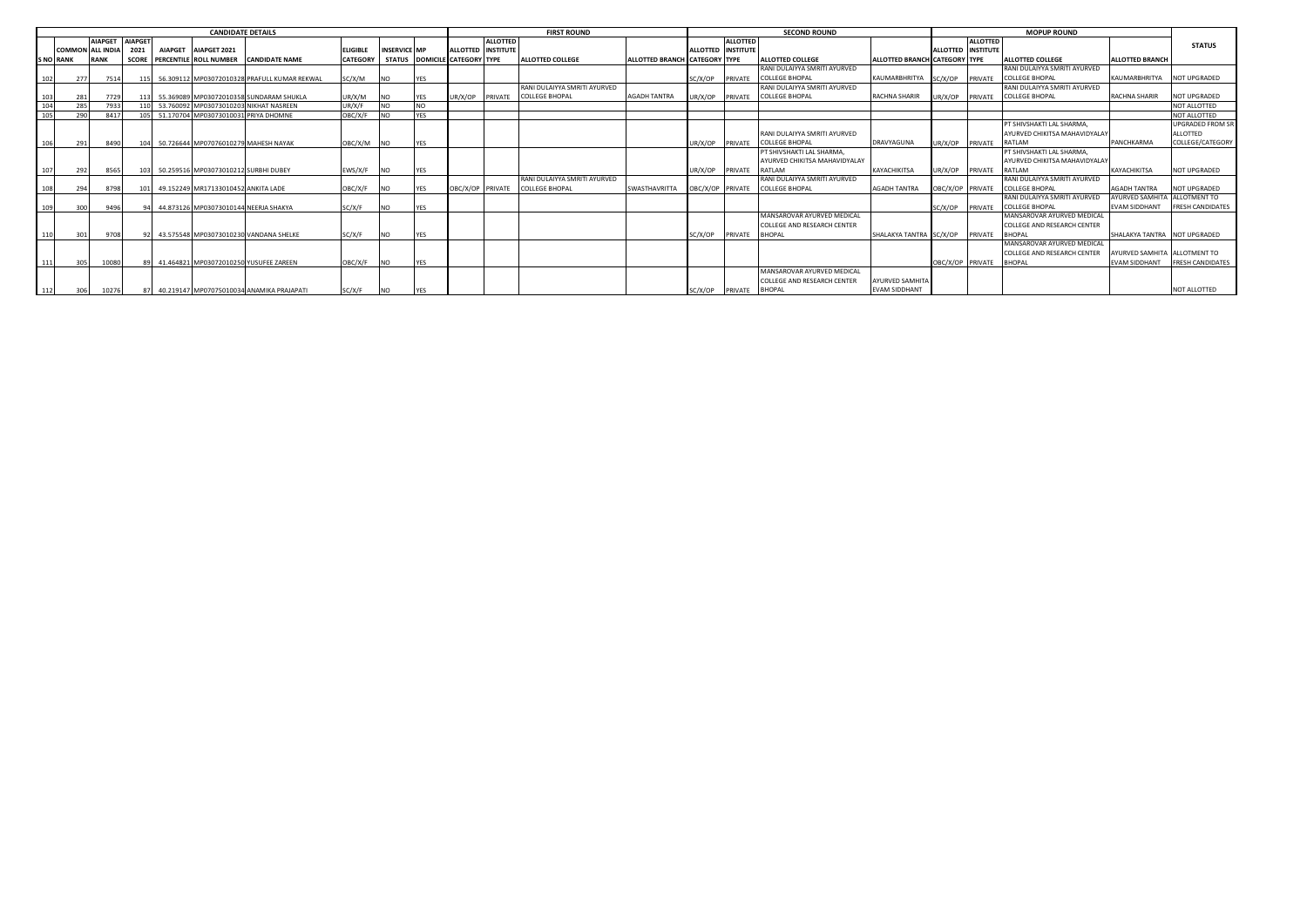| CANDIDATE DETAILS | | | | | | | | | | FIRST ROUND | | | | | SECOND ROUND | | | | | MOPUP ROUND | | | | | STATUS |
|---|---|---|---|---|---|---|---|---|---|---|---|---|---|---|---|---|---|---|---|---|---|---|---|---|---|
| S NO | COMMON RANK | AIAPGET ALL INDIA RANK | AIAPGET 2021 SCORE | AIAPGET PERCENTILE | AIAPGET 2021 ROLL NUMBER | CANDIDATE NAME | ELIGIBLE CATEGORY | INSERVICE STATUS | MP DOMICILE | ALLOTTED CATEGORY | ALLOTTED INSTITUTE TYPE | ALLOTTED COLLEGE | ALLOTTED BRANCH | ALLOTTED CATEGORY | ALLOTTED INSTITUTE TYPE | ALLOTTED COLLEGE | ALLOTTED BRANCH | ALLOTTED CATEGORY | ALLOTTED INSTITUTE TYPE | ALLOTTED COLLEGE | ALLOTTED BRANCH | | | | |
| 102 | 277 | 7514 | 115 | 56.309112 | MP03072010328 | PRAFULL KUMAR REKWAL | SC/X/M | NO | YES | | | | | SC/X/OP | PRIVATE | RANI DULAIYYA SMRITI AYURVED COLLEGE BHOPAL | KAUMARBHRITYA | SC/X/OP | PRIVATE | RANI DULAIYYA SMRITI AYURVED COLLEGE BHOPAL | KAUMARBHRITYA | NOT UPGRADED | | | |
| 103 | 281 | 7729 | 113 | 55.369089 | MP03072010358 | SUNDARAM SHUKLA | UR/X/M | NO | YES | UR/X/OP | PRIVATE | RANI DULAIYYA SMRITI AYURVED COLLEGE BHOPAL | AGADH TANTRA | UR/X/OP | PRIVATE | RANI DULAIYYA SMRITI AYURVED COLLEGE BHOPAL | RACHNA SHARIR | UR/X/OP | PRIVATE | RANI DULAIYYA SMRITI AYURVED COLLEGE BHOPAL | RACHNA SHARIR | NOT UPGRADED | | | |
| 104 | 285 | 7933 | 110 | 53.760092 | MP03073010203 | NIKHAT NASREEN | UR/X/F | NO | NO | | | | | | | | | | | | | NOT ALLOTTED | | | |
| 105 | 290 | 8417 | 105 | 51.170704 | MP03073010031 | PRIYA DHOMNE | OBC/X/F | NO | YES | | | | | | | | | | | | | NOT ALLOTTED | | | |
| 106 | 291 | 8490 | 104 | 50.726644 | MP07076010279 | MAHESH NAYAK | OBC/X/M | NO | YES | | | | | UR/X/OP | PRIVATE | RANI DULAIYYA SMRITI AYURVED COLLEGE BHOPAL | DRAVYAGUNA | UR/X/OP | PRIVATE | PT SHIVSHAKTI LAL SHARMA, AYURVED CHIKITSA MAHAVIDYALAY RATLAM | PANCHKARMA | UPGRADED FROM SR ALLOTTED COLLEGE/CATEGORY | | | |
| 107 | 292 | 8565 | 103 | 50.259516 | MP03073010212 | SURBHI DUBEY | EWS/X/F | NO | YES | | | | | UR/X/OP | PRIVATE | PT SHIVSHAKTI LAL SHARMA, AYURVED CHIKITSA MAHAVIDYALAY RATLAM | KAYACHIKITSA | UR/X/OP | PRIVATE | PT SHIVSHAKTI LAL SHARMA, AYURVED CHIKITSA MAHAVIDYALAY RATLAM | KAYACHIKITSA | NOT UPGRADED | | | |
| 108 | 294 | 8798 | 101 | 49.152249 | MR17133010452 | ANKITA LADE | OBC/X/F | NO | YES | OBC/X/OP | PRIVATE | RANI DULAIYYA SMRITI AYURVED COLLEGE BHOPAL | SWASTHAVRITTA | OBC/X/OP | PRIVATE | RANI DULAIYYA SMRITI AYURVED COLLEGE BHOPAL | AGADH TANTRA | OBC/X/OP | PRIVATE | RANI DULAIYYA SMRITI AYURVED COLLEGE BHOPAL | AGADH TANTRA | NOT UPGRADED | | | |
| 109 | 300 | 9496 | 94 | 44.873126 | MP03073010144 | NEERJA SHAKYA | SC/X/F | NO | YES | | | | | | | | | SC/X/OP | PRIVATE | RANI DULAIYYA SMRITI AYURVED COLLEGE BHOPAL | AYURVED SAMHITA EVAM SIDDHANT | ALLOTMENT TO FRESH CANDIDATES | | | |
| 110 | 301 | 9708 | 92 | 43.575548 | MP03073010230 | VANDANA SHELKE | SC/X/F | NO | YES | | | | | SC/X/OP | PRIVATE | MANSAROVAR AYURVED MEDICAL COLLEGE AND RESEARCH CENTER BHOPAL | SHALAKYA TANTRA | SC/X/OP | PRIVATE | MANSAROVAR AYURVED MEDICAL COLLEGE AND RESEARCH CENTER BHOPAL | SHALAKYA TANTRA | NOT UPGRADED | | | |
| 111 | 305 | 10080 | 89 | 41.464821 | MP03072010250 | YUSUFEE ZAREEN | OBC/X/F | NO | YES | | | | | | | | | OBC/X/OP | PRIVATE | MANSAROVAR AYURVED MEDICAL COLLEGE AND RESEARCH CENTER BHOPAL | AYURVED SAMHITA EVAM SIDDHANT | ALLOTMENT TO FRESH CANDIDATES | | | |
| 112 | 306 | 10276 | 87 | 40.219147 | MP07075010034 | ANAMIKA PRAJAPATI | SC/X/F | NO | YES | | | | | SC/X/OP | PRIVATE | MANSAROVAR AYURVED MEDICAL COLLEGE AND RESEARCH CENTER BHOPAL | AYURVED SAMHITA EVAM SIDDHANT | | | | | NOT ALLOTTED | | | |